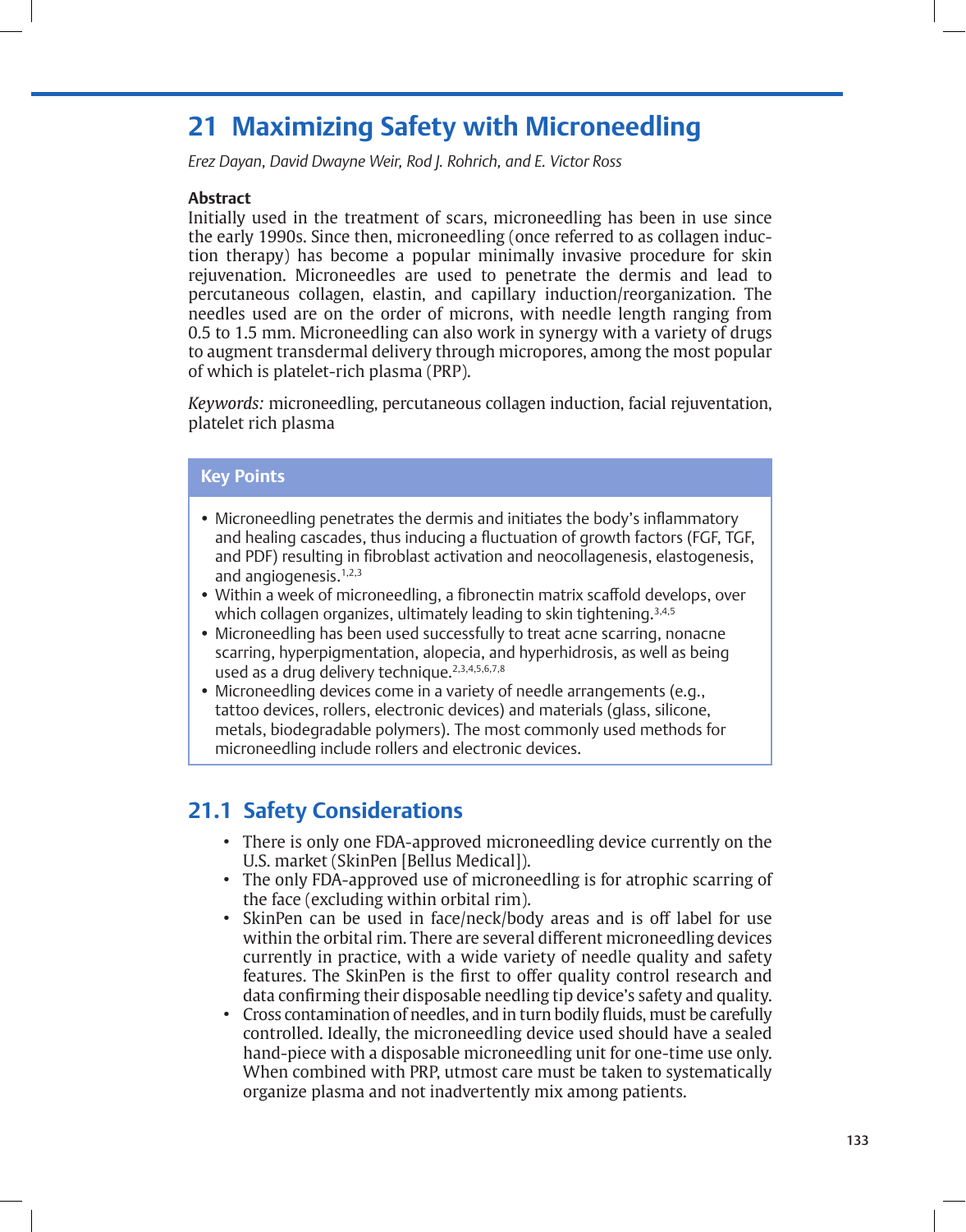# 21 Maximizing Safety with Microneedling

*Erez Dayan, David Dwayne Weir, Rod J. Rohrich, and E. Victor Ross*

**Abstract**

Initially used in the treatment of scars, microneedling has been in use since the early 1990s. Since then, microneedling (once referred to as collagen induction therapy) has become a popular minimally invasive procedure for skin rejuvenation. Microneedles are used to penetrate the dermis and lead to percutaneous collagen, elastin, and capillary induction/reorganization. The needles used are on the order of microns, with needle length ranging from 0.5 to 1.5 mm. Microneedling can also work in synergy with a variety of drugs to augment transdermal delivery through micropores, among the most popular of which is platelet-rich plasma (PRP).

*Keywords:* microneedling, percutaneous collagen induction, facial rejuventation, platelet rich plasma

**Key Points**

- Microneedling penetrates the dermis and initiates the body's inflammatory and healing cascades, thus inducing a fluctuation of growth factors (FGF, TGF, and PDF) resulting in fibroblast activation and neocollagenesis, elastogenesis, and angiogenesis.[1,2,3]
- Within a week of microneedling, a fibronectin matrix scaffold develops, over which collagen organizes, ultimately leading to skin tightening.[3,4,5]
- Microneedling has been used successfully to treat acne scarring, nonacne scarring, hyperpigmentation, alopecia, and hyperhidrosis, as well as being used as a drug delivery technique.[2,3,4,5,6,7,8]
- Microneedling devices come in a variety of needle arrangements (e.g., tattoo devices, rollers, electronic devices) and materials (glass, silicone, metals, biodegradable polymers). The most commonly used methods for microneedling include rollers and electronic devices.

## 21.1 Safety Considerations

- There is only one FDA-approved microneedling device currently on the U.S. market (SkinPen [Bellus Medical]).
- The only FDA-approved use of microneedling is for atrophic scarring of the face (excluding within orbital rim).
- SkinPen can be used in face/neck/body areas and is off label for use within the orbital rim. There are several different microneedling devices currently in practice, with a wide variety of needle quality and safety features. The SkinPen is the first to offer quality control research and data confirming their disposable needling tip device's safety and quality.
- Cross contamination of needles, and in turn bodily fluids, must be carefully controlled. Ideally, the microneedling device used should have a sealed hand-piece with a disposable microneedling unit for one-time use only. When combined with PRP, utmost care must be taken to systematically organize plasma and not inadvertently mix among patients.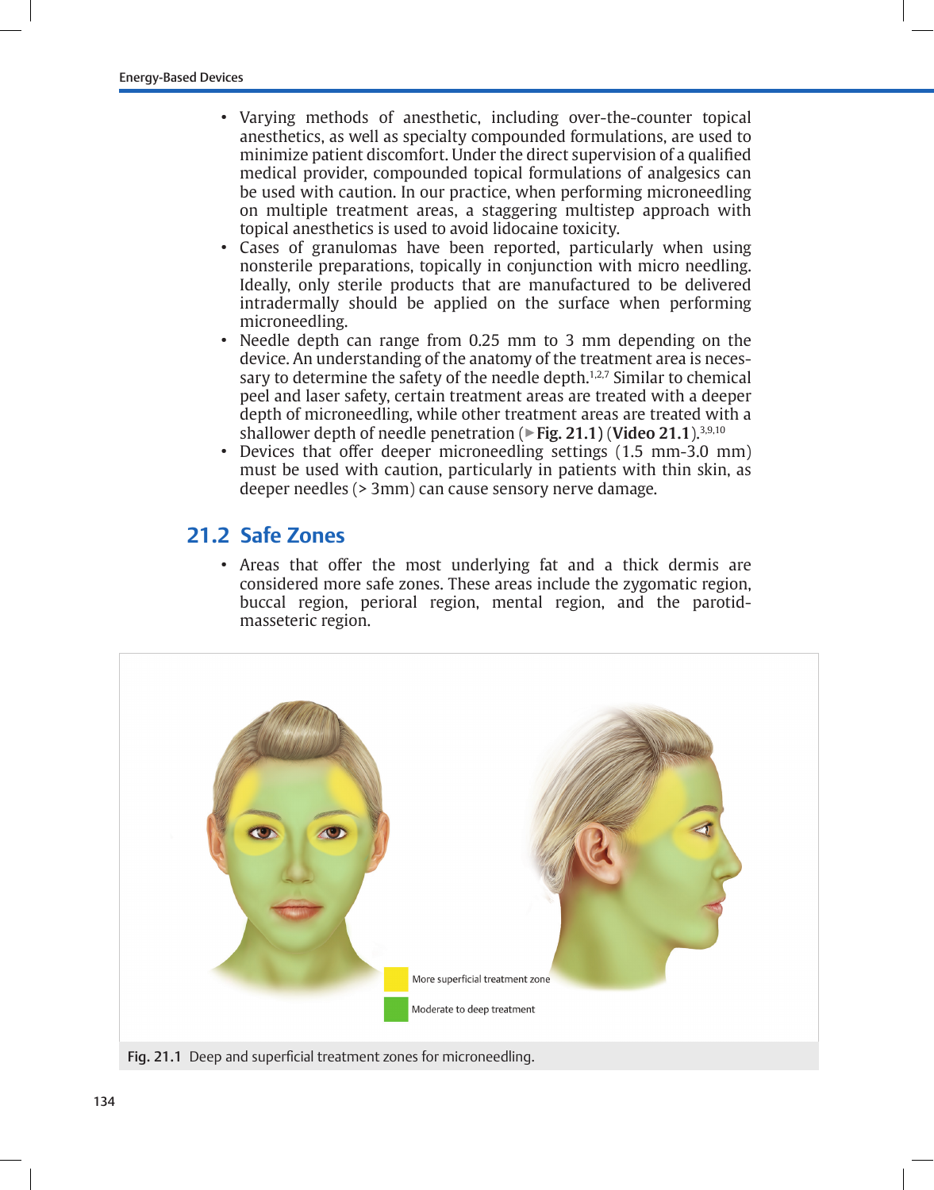- Varying methods of anesthetic, including over-the-counter topical anesthetics, as well as specialty compounded formulations, are used to minimize patient discomfort. Under the direct supervision of a qualified medical provider, compounded topical formulations of analgesics can be used with caution. In our practice, when performing microneedling on multiple treatment areas, a staggering multistep approach with topical anesthetics is used to avoid lidocaine toxicity.
- Cases of granulomas have been reported, particularly when using nonsterile preparations, topically in conjunction with micro needling. Ideally, only sterile products that are manufactured to be delivered intradermally should be applied on the surface when performing microneedling.
- Needle depth can range from 0.25 mm to 3 mm depending on the device. An understanding of the anatomy of the treatment area is necessary to determine the safety of the needle depth.[1,2,7] Similar to chemical peel and laser safety, certain treatment areas are treated with a deeper depth of microneedling, while other treatment areas are treated with a shallower depth of needle penetration (▶ **Fig. 21.1**) (**Video 21.1**).[3,9,10]
- Devices that offer deeper microneedling settings (1.5 mm-3.0 mm) must be used with caution, particularly in patients with thin skin, as deeper needles (> 3mm) can cause sensory nerve damage.

## 21.2 Safe Zones

- Areas that offer the most underlying fat and a thick dermis are considered more safe zones. These areas include the zygomatic region, buccal region, perioral region, mental region, and the parotid-masseteric region.

More superficial treatment zone

Moderate to deep treatment

**Fig. 21.1** Deep and superficial treatment zones for microneedling.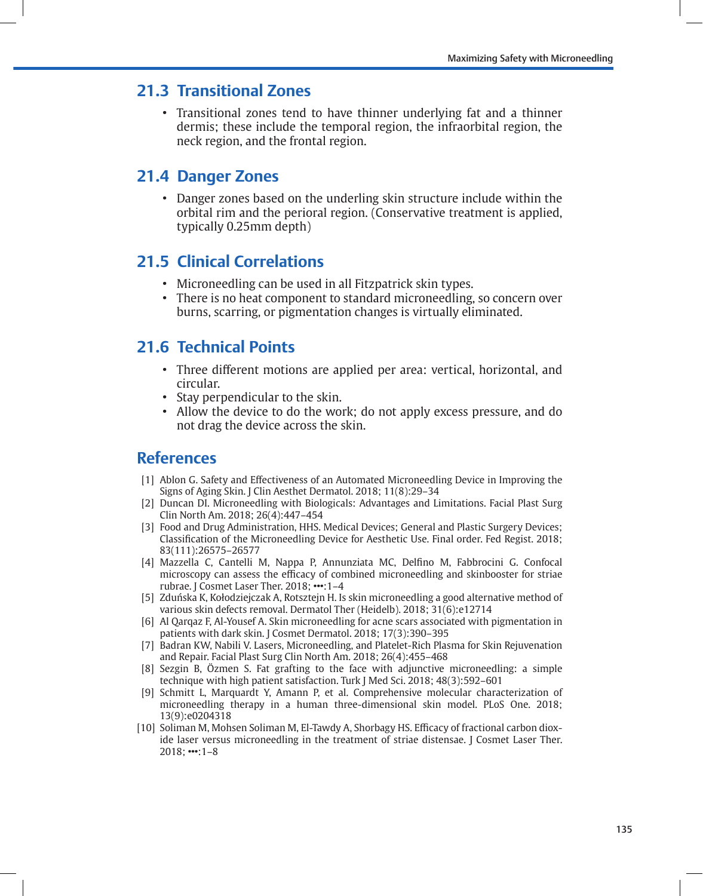## 21.3 Transitional Zones

- Transitional zones tend to have thinner underlying fat and a thinner dermis; these include the temporal region, the infraorbital region, the neck region, and the frontal region.

## 21.4 Danger Zones

- Danger zones based on the underling skin structure include within the orbital rim and the perioral region. (Conservative treatment is applied, typically 0.25mm depth)

## 21.5 Clinical Correlations

- Microneedling can be used in all Fitzpatrick skin types.
- There is no heat component to standard microneedling, so concern over burns, scarring, or pigmentation changes is virtually eliminated.

## 21.6 Technical Points

- Three different motions are applied per area: vertical, horizontal, and circular.
- Stay perpendicular to the skin.
- Allow the device to do the work; do not apply excess pressure, and do not drag the device across the skin.

## References

[1] Ablon G. Safety and Effectiveness of an Automated Microneedling Device in Improving the Signs of Aging Skin. J Clin Aesthet Dermatol. 2018; 11(8):29–34

[2] Duncan DI. Microneedling with Biologicals: Advantages and Limitations. Facial Plast Surg Clin North Am. 2018; 26(4):447–454

[3] Food and Drug Administration, HHS. Medical Devices; General and Plastic Surgery Devices; Classification of the Microneedling Device for Aesthetic Use. Final order. Fed Regist. 2018; 83(111):26575–26577

[4] Mazzella C, Cantelli M, Nappa P, Annunziata MC, Delfino M, Fabbrocini G. Confocal microscopy can assess the efficacy of combined microneedling and skinbooster for striae rubrae. J Cosmet Laser Ther. 2018; •••:1–4

[5] Zduńska K, Kołodziejczak A, Rotsztejn H. Is skin microneedling a good alternative method of various skin defects removal. Dermatol Ther (Heidelb). 2018; 31(6):e12714

[6] Al Qarqaz F, Al-Yousef A. Skin microneedling for acne scars associated with pigmentation in patients with dark skin. J Cosmet Dermatol. 2018; 17(3):390–395

[7] Badran KW, Nabili V. Lasers, Microneedling, and Platelet-Rich Plasma for Skin Rejuvenation and Repair. Facial Plast Surg Clin North Am. 2018; 26(4):455–468

[8] Sezgin B, Özmen S. Fat grafting to the face with adjunctive microneedling: a simple technique with high patient satisfaction. Turk J Med Sci. 2018; 48(3):592–601

[9] Schmitt L, Marquardt Y, Amann P, et al. Comprehensive molecular characterization of microneedling therapy in a human three-dimensional skin model. PLoS One. 2018; 13(9):e0204318

[10] Soliman M, Mohsen Soliman M, El-Tawdy A, Shorbagy HS. Efficacy of fractional carbon dioxide laser versus microneedling in the treatment of striae distensae. J Cosmet Laser Ther. 2018; •••:1–8